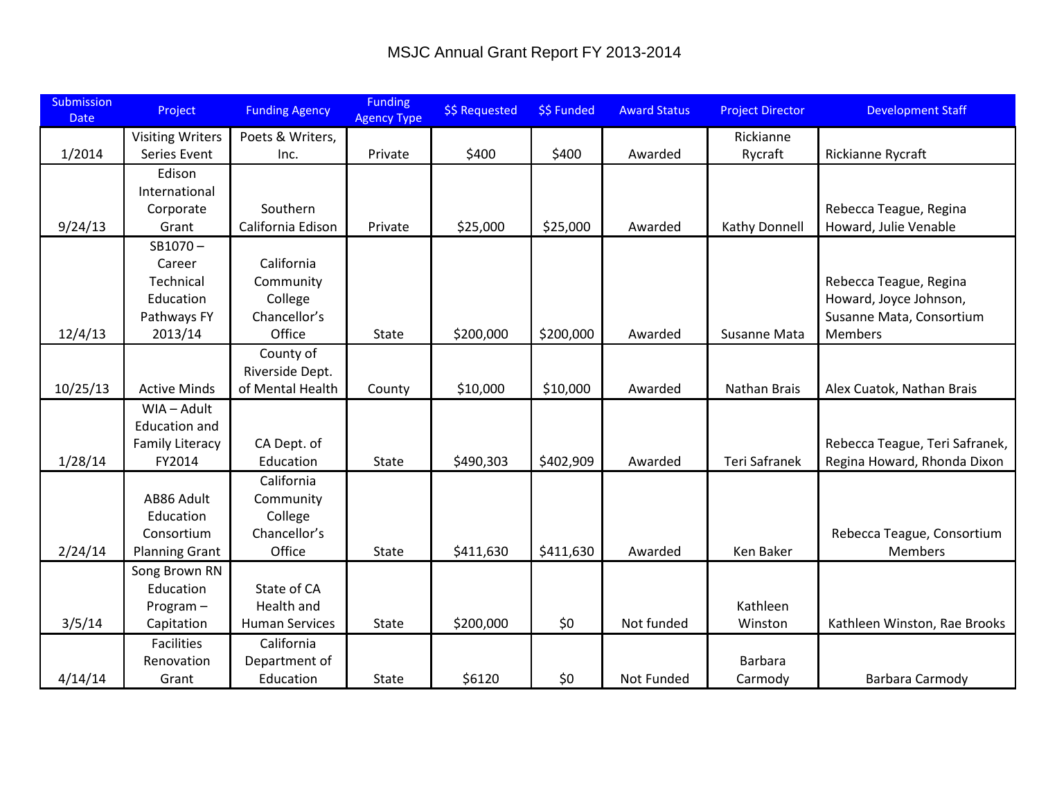# MSJC Annual Grant Report FY 2013-2014

| Submission Date | Project | Funding Agency | Funding Agency Type | $$ Requested | $$ Funded | Award Status | Project Director | Development Staff |
|---|---|---|---|---|---|---|---|---|
| 1/2014 | Visiting Writers Series Event | Poets & Writers, Inc. | Private | $400 | $400 | Awarded | Rickianne Rycraft | Rickianne Rycraft |
| 9/24/13 | Edison International Corporate Grant | Southern California Edison | Private | $25,000 | $25,000 | Awarded | Kathy Donnell | Rebecca Teague, Regina Howard, Julie Venable |
| 12/4/13 | SB1070 – Career Technical Education Pathways FY 2013/14 | California Community College Chancellor's Office | State | $200,000 | $200,000 | Awarded | Susanne Mata | Rebecca Teague, Regina Howard, Joyce Johnson, Susanne Mata, Consortium Members |
| 10/25/13 | Active Minds | County of Riverside Dept. of Mental Health | County | $10,000 | $10,000 | Awarded | Nathan Brais | Alex Cuatok, Nathan Brais |
| 1/28/14 | WIA – Adult Education and Family Literacy FY2014 | CA Dept. of Education | State | $490,303 | $402,909 | Awarded | Teri Safranek | Rebecca Teague, Teri Safranek, Regina Howard, Rhonda Dixon |
| 2/24/14 | AB86 Adult Education Consortium Planning Grant | California Community College Chancellor's Office | State | $411,630 | $411,630 | Awarded | Ken Baker | Rebecca Teague, Consortium Members |
| 3/5/14 | Song Brown RN Education Program – Capitation | State of CA Health and Human Services | State | $200,000 | $0 | Not funded | Kathleen Winston | Kathleen Winston, Rae Brooks |
| 4/14/14 | Facilities Renovation Grant | California Department of Education | State | $6120 | $0 | Not Funded | Barbara Carmody | Barbara Carmody |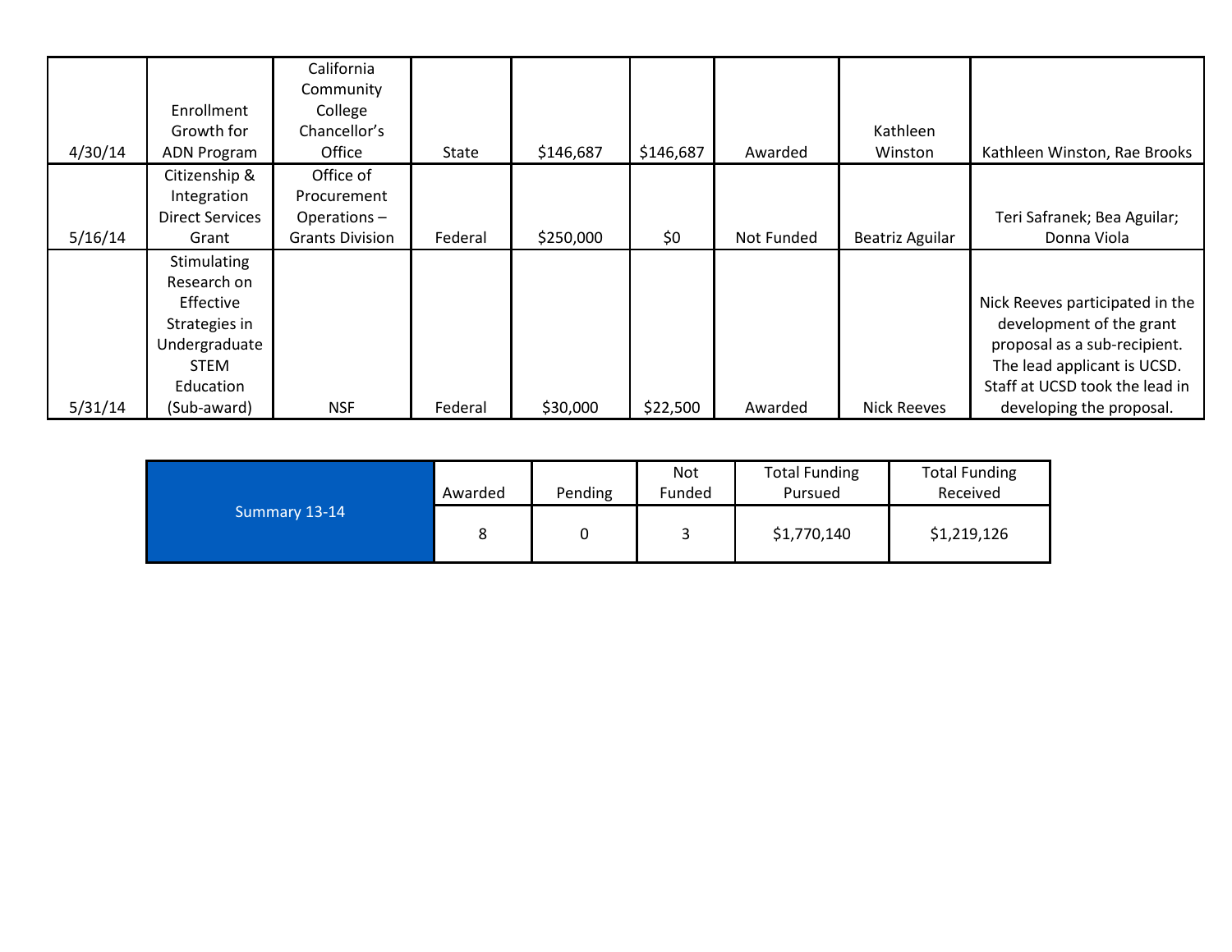| | | | | | | | | |
|---|---|---|---|---|---|---|---|---|
| 4/30/14 | Enrollment Growth for ADN Program | California Community College Chancellor's Office | State | $146,687 | $146,687 | Awarded | Kathleen Winston | Kathleen Winston, Rae Brooks |
| 5/16/14 | Citizenship & Integration Direct Services Grant | Office of Procurement Operations – Grants Division | Federal | $250,000 | $0 | Not Funded | Beatriz Aguilar | Teri Safranek; Bea Aguilar; Donna Viola |
| 5/31/14 | Stimulating Research on Effective Strategies in Undergraduate STEM Education (Sub-award) | NSF | Federal | $30,000 | $22,500 | Awarded | Nick Reeves | Nick Reeves participated in the development of the grant proposal as a sub-recipient. The lead applicant is UCSD. Staff at UCSD took the lead in developing the proposal. |

| Summary 13-14 | Awarded | Pending | Not Funded | Total Funding Pursued | Total Funding Received |
|---|---|---|---|---|---|
| | 8 | 0 | 3 | $1,770,140 | $1,219,126 |